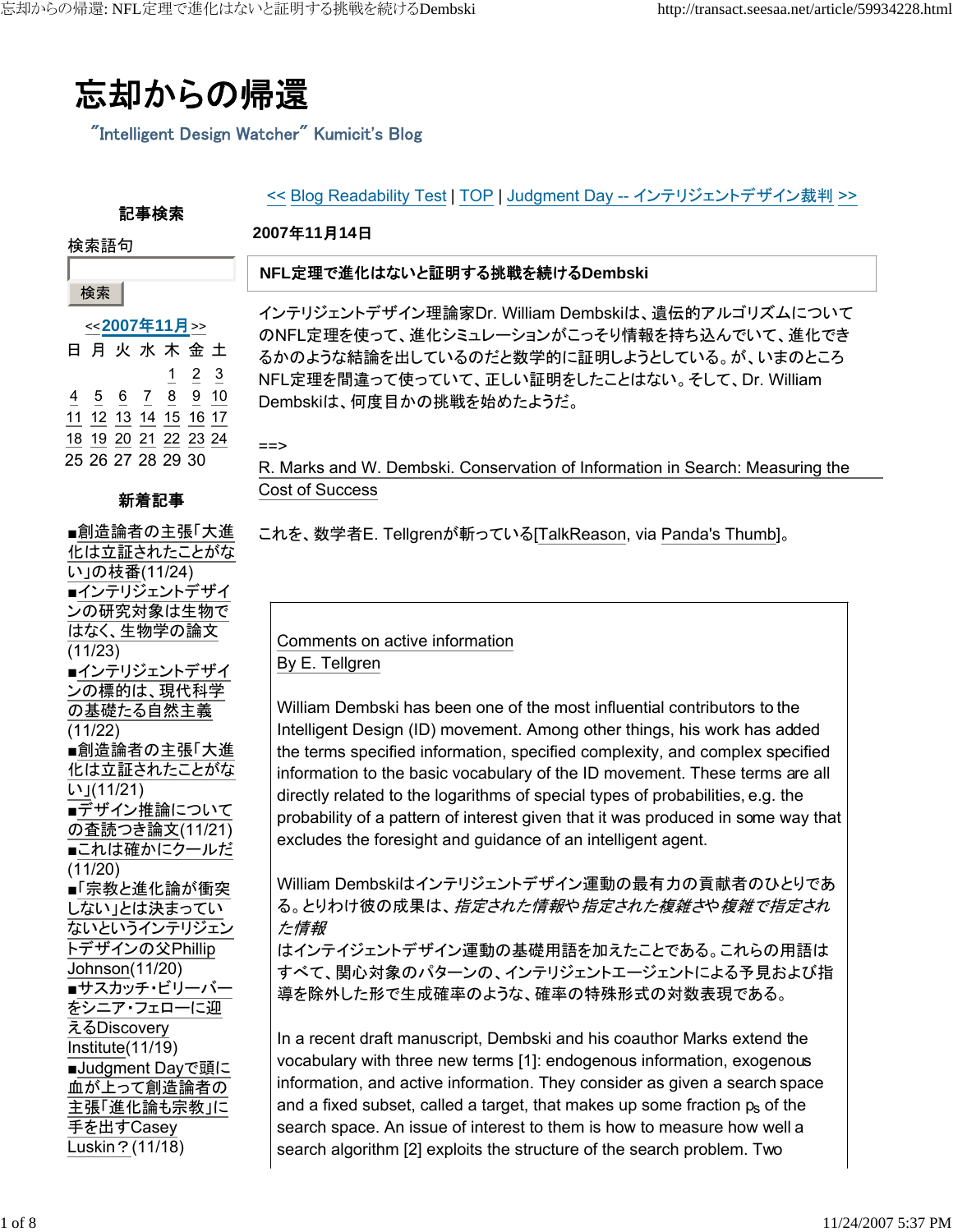# 忘却からの帰還

"Intelligent Design Watcher" Kumicit's Blog

記事検索

検索語句

検索

<<2007年11月>>

| 日 | 月 | 火 | 水 | 木 | 金 | 土 |
|---|---|---|---|---|---|---|
| | | | | 1 | 2 | 3 |
| 4 | 5 | 6 | 7 | 8 | 9 | 10 |
| 11 | 12 | 13 | 14 | 15 | 16 | 17 |
| 18 | 19 | 20 | 21 | 22 | 23 | 24 |
| 25 | 26 | 27 | 28 | 29 | 30 | |

新着記事

- ■創造論者の主張「大進化は立証されたことがない」の枝番(11/24)
- ■インテリジェントデザインの研究対象は生物ではなく、生物学の論文(11/23)
- ■インテリジェントデザインの標的は、現代科学の基礎たる自然主義(11/22)
- ■創造論者の主張「大進化は立証されたことがない」(11/21)
- ■デザイン推論についての査読つき論文(11/21)
- ■これは確かにクールだ(11/20)
- ■「宗教と進化論が衝突しない」とは決まっていないというインテリジェントデザインの父Phillip Johnson(11/20)
- ■サスカッチ・ビリーバーをシニア・フェローに迎えるDiscovery Institute(11/19)
- ■Judgment Dayで頭に血が上って創造論者の主張「進化論も宗教」に手を出すCasey Luskin？(11/18)

<< Blog Readability Test | TOP | Judgment Day -- インテリジェントデザイン裁判 >>

2007年11月14日

## NFL定理で進化はないと証明する挑戦を続けるDembski

インテリジェントデザイン理論家Dr. William Dembskiは、遺伝的アルゴリズムについてのNFL定理を使って、進化シミュレーションがこっそり情報を持ち込んでいて、進化できるかのような結論を出しているのだと数学的に証明しようとしている。が、いまのところNFL定理を間違って使っていて、正しい証明をしたことはない。そして、Dr. William Dembskiは、何度目かの挑戦を始めたようだ。

==>
R. Marks and W. Dembski. Conservation of Information in Search: Measuring the Cost of Success

これを、数学者E. Tellgrenが斬っている[TalkReason, via Panda's Thumb]。

> Comments on active information
> By E. Tellgren
>
> William Dembski has been one of the most influential contributors to the Intelligent Design (ID) movement. Among other things, his work has added the terms specified information, specified complexity, and complex specified information to the basic vocabulary of the ID movement. These terms are all directly related to the logarithms of special types of probabilities, e.g. the probability of a pattern of interest given that it was produced in some way that excludes the foresight and guidance of an intelligent agent.
>
> William Dembskiはインテリジェントデザイン運動の最有力の貢献者のひとりである。とりわけ彼の成果は、*指定された情報*や*指定された複雑さ*や*複雑で指定された情報*
> はインテイジェントデザイン運動の基礎用語を加えたことである。これらの用語はすべて、関心対象のパターンの、インテリジェントエージェントによる予見および指導を除外した形で生成確率のような、確率の特殊形式の対数表現である。
>
> In a recent draft manuscript, Dembski and his coauthor Marks extend the vocabulary with three new terms [1]: endogenous information, exogenous information, and active information. They consider as given a search space and a fixed subset, called a target, that makes up some fraction $p_s$ of the search space. An issue of interest to them is how to measure how well a search algorithm [2] exploits the structure of the search problem. Two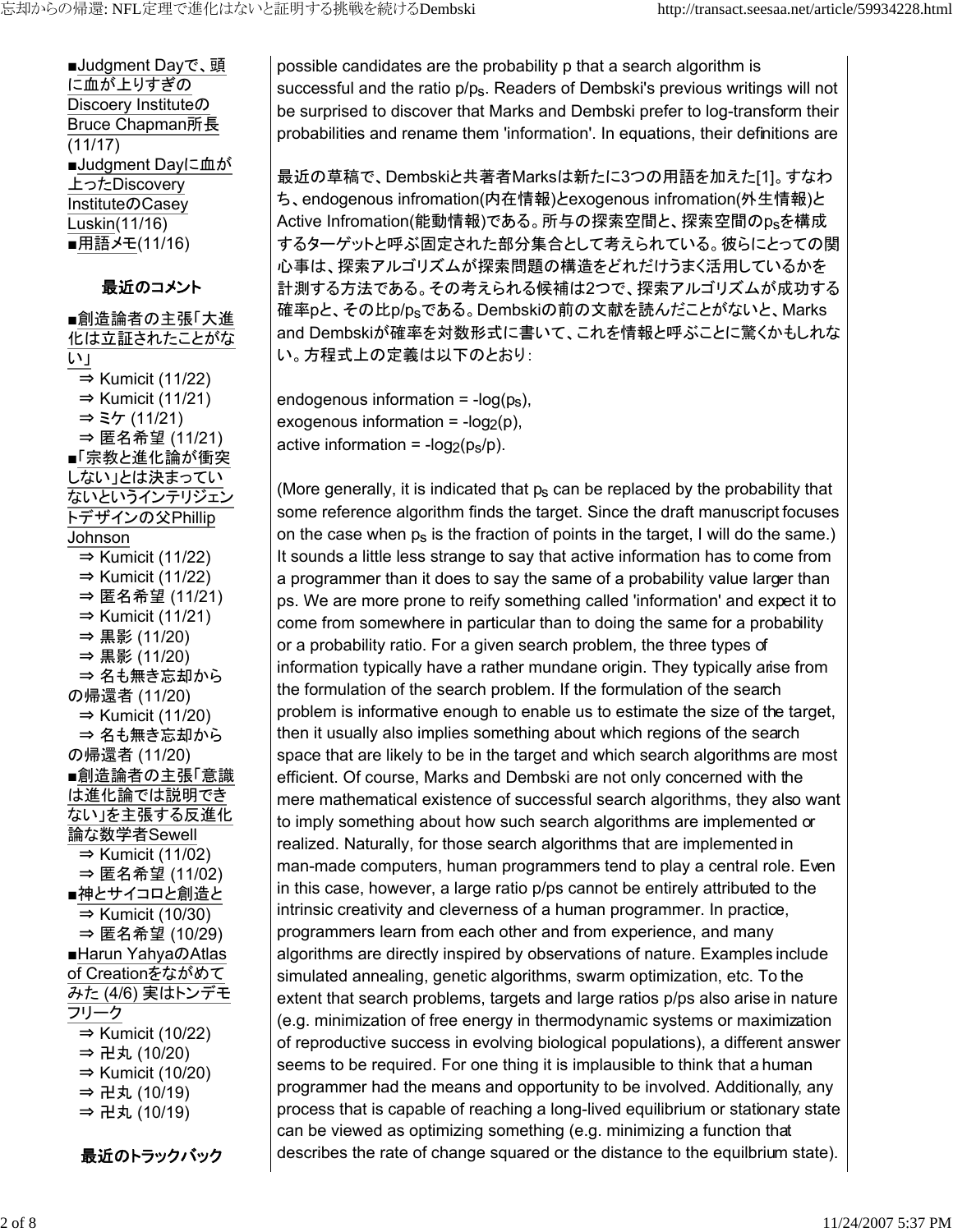■Judgment Dayで、頭に血が上りすぎのDiscoery InstituteのBruce Chapman所長 (11/17)
■Judgment Dayに血が上ったDiscovery InstituteのCasey Luskin(11/16)
■用語メモ(11/16)

### 最近のコメント

■創造論者の主張「大進化は立証されたことがない」
⇒ Kumicit (11/22)
⇒ Kumicit (11/21)
⇒ ミケ (11/21)
⇒ 匿名希望 (11/21)
■「宗教と進化論が衝突しない」とは決まっていないというインテリジェントデザインの父Phillip Johnson
⇒ Kumicit (11/22)
⇒ Kumicit (11/22)
⇒ 匿名希望 (11/21)
⇒ Kumicit (11/21)
⇒ 黒影 (11/20)
⇒ 黒影 (11/20)
⇒ 名も無き忘却からの帰還者 (11/20)
⇒ Kumicit (11/20)
⇒ 名も無き忘却からの帰還者 (11/20)
■創造論者の主張「意識は進化論では説明できない」を主張する反進化論な数学者Sewell
⇒ Kumicit (11/02)
⇒ 匿名希望 (11/02)
■神とサイコロと創造と
⇒ Kumicit (10/30)
⇒ 匿名希望 (10/29)
■Harun YahyaのAtlas of Creationをながめてみた (4/6) 実はトンデモフリーク
⇒ Kumicit (10/22)
⇒ 卍丸 (10/20)
⇒ Kumicit (10/20)
⇒ 卍丸 (10/19)
⇒ 卍丸 (10/19)

### 最近のトラックバック

possible candidates are the probability p that a search algorithm is successful and the ratio $p/p_S$. Readers of Dembski's previous writings will not be surprised to discover that Marks and Dembski prefer to log-transform their probabilities and rename them 'information'. In equations, their definitions are

最近の草稿で、Dembskiと共著者Marksは新たに3つの用語を加えた[1]。すなわち、endogenous infromation(内在情報)とexogenous infromation(外生情報)とActive Infromation(能動情報)である。所与の探索空間と、探索空間の$p_S$を構成するターゲットと呼ぶ固定された部分集合として考えられている。彼らにとっての関心事は、探索アルゴリズムが探索問題の構造をどれだけうまく活用しているかを計測する方法である。その考えられる候補は2つで、探索アルゴリズムが成功する確率pと、その比$p/p_S$である。Dembskiの前の文献を読んだことがないと、Marks and Dembskiが確率を対数形式に書いて、これを情報と呼ぶことに驚くかもしれない。方程式上の定義は以下のとおり:

endogenous information = $-\log(p_S)$,
exogenous information = $-\log_2(p)$,
active information = $-\log_2(p_S/p)$.

(More generally, it is indicated that $p_S$ can be replaced by the probability that some reference algorithm finds the target. Since the draft manuscript focuses on the case when $p_S$ is the fraction of points in the target, I will do the same.) It sounds a little less strange to say that active information has to come from a programmer than it does to say the same of a probability value larger than ps. We are more prone to reify something called 'information' and expect it to come from somewhere in particular than to doing the same for a probability or a probability ratio. For a given search problem, the three types of information typically have a rather mundane origin. They typically arise from the formulation of the search problem. If the formulation of the search problem is informative enough to enable us to estimate the size of the target, then it usually also implies something about which regions of the search space that are likely to be in the target and which search algorithms are most efficient. Of course, Marks and Dembski are not only concerned with the mere mathematical existence of successful search algorithms, they also want to imply something about how such search algorithms are implemented or realized. Naturally, for those search algorithms that are implemented in man-made computers, human programmers tend to play a central role. Even in this case, however, a large ratio p/ps cannot be entirely attributed to the intrinsic creativity and cleverness of a human programmer. In practice, programmers learn from each other and from experience, and many algorithms are directly inspired by observations of nature. Examples include simulated annealing, genetic algorithms, swarm optimization, etc. To the extent that search problems, targets and large ratios p/ps also arise in nature (e.g. minimization of free energy in thermodynamic systems or maximization of reproductive success in evolving biological populations), a different answer seems to be required. For one thing it is implausible to think that a human programmer had the means and opportunity to be involved. Additionally, any process that is capable of reaching a long-lived equilibrium or stationary state can be viewed as optimizing something (e.g. minimizing a function that describes the rate of change squared or the distance to the equilbrium state).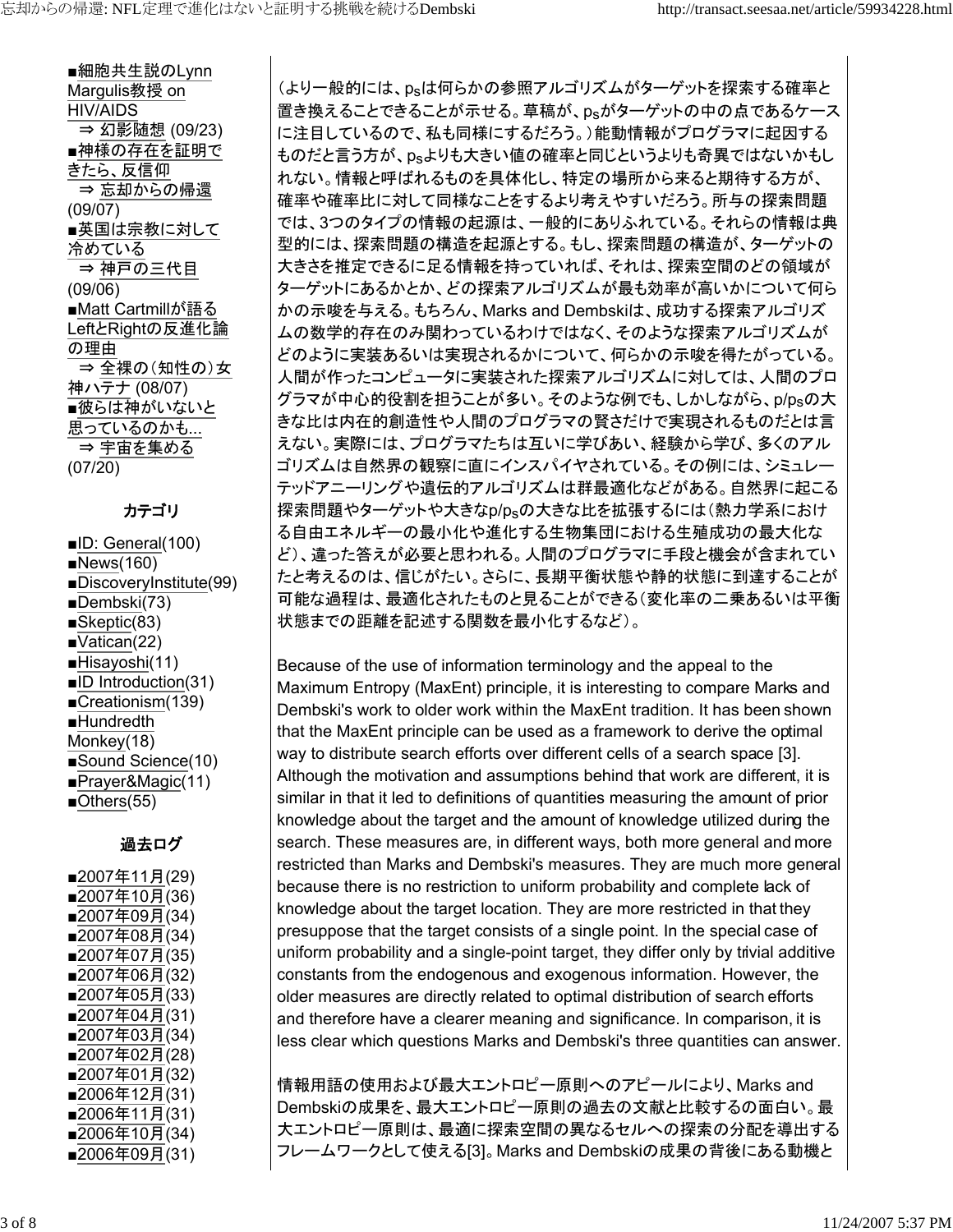- ■細胞共生説のLynn Margulis教授 on HIV/AIDS
  - ⇒ 幻影随想 (09/23)
- ■神様の存在を証明できたら、反信仰
  - ⇒ 忘却からの帰還 (09/07)
- ■英国は宗教に対して冷めている
  - ⇒ 神戸の三代目 (09/06)
- ■Matt Cartmillが語るLeftとRightの反進化論の理由
  - ⇒ 全裸の（知性の）女神ハテナ (08/07)
- ■彼らは神がいないと思っているのかも...
  - ⇒ 宇宙を集める (07/20)

### カテゴリ

- ■ID: General(100)
- ■News(160)
- ■DiscoveryInstitute(99)
- ■Dembski(73)
- ■Skeptic(83)
- ■Vatican(22)
- ■Hisayoshi(11)
- ■ID Introduction(31)
- ■Creationism(139)
- ■Hundredth Monkey(18)
- ■Sound Science(10)
- ■Prayer&Magic(11)
- ■Others(55)

### 過去ログ

- ■2007年11月(29)
- ■2007年10月(36)
- ■2007年09月(34)
- ■2007年08月(34)
- ■2007年07月(35)
- ■2007年06月(32)
- ■2007年05月(33)
- ■2007年04月(31)
- ■2007年03月(34)
- ■2007年02月(28)
- ■2007年01月(32)
- ■2006年12月(31)
- ■2006年11月(31)
- ■2006年10月(34)
- ■2006年09月(31)

（より一般的には、$p_s$は何らかの参照アルゴリズムがターゲットを探索する確率と置き換えることできることが示せる。草稿が、$p_s$がターゲットの中の点であるケースに注目しているので、私も同様にするだろう。）能動情報がプログラマに起因するものだと言う方が、$p_s$よりも大きい値の確率と同じというよりも奇異ではないかもしれない。情報と呼ばれるものを具体化し、特定の場所から来ると期待する方が、確率や確率比に対して同様なことをするより考えやすいだろう。所与の探索問題では、3つのタイプの情報の起源は、一般的にありふれている。それらの情報は典型的には、探索問題の構造を起源とする。もし、探索問題の構造が、ターゲットの大きさを推定できるに足る情報を持っていれば、それは、探索空間のどの領域がターゲットにあるかとか、どの探索アルゴリズムが最も効率が高いかについて何らかの示唆を与える。もちろん、Marks and Dembskiは、成功する探索アルゴリズムの数学的存在のみ関わっているわけではなく、そのような探索アルゴリズムがどのように実装あるいは実現されるかについて、何らかの示唆を得たがっている。人間が作ったコンピュータに実装された探索アルゴリズムに対しては、人間のプログラマが中心的役割を担うことが多い。そのような例でも、しかしながら、$p/p_s$の大きな比は内在的創造性や人間のプログラマの賢さだけで実現されるものだとは言えない。実際には、プログラマたちは互いに学びあい、経験から学び、多くのアルゴリズムは自然界の観察に直にインスパイヤされている。その例には、シミュレーテッドアニーリングや遺伝的アルゴリズムは群最適化などがある。自然界に起こる探索問題やターゲットや大きなp/psの大きな比を拡張するには（熱力学系における自由エネルギーの最小化や進化する生物集団における生殖成功の最大化など）、違った答えが必要と思われる。人間のプログラマに手段と機会が含まれていたと考えるのは、信じがたい。さらに、長期平衡状態や静的状態に到達することが可能な過程は、最適化されたものと見ることができる（変化率の二乗あるいは平衡状態までの距離を記述する関数を最小化するなど）。

Because of the use of information terminology and the appeal to the Maximum Entropy (MaxEnt) principle, it is interesting to compare Marks and Dembski's work to older work within the MaxEnt tradition. It has been shown that the MaxEnt principle can be used as a framework to derive the optimal way to distribute search efforts over different cells of a search space [3]. Although the motivation and assumptions behind that work are different, it is similar in that it led to definitions of quantities measuring the amount of prior knowledge about the target and the amount of knowledge utilized during the search. These measures are, in different ways, both more general and more restricted than Marks and Dembski's measures. They are much more general because there is no restriction to uniform probability and complete lack of knowledge about the target location. They are more restricted in that they presuppose that the target consists of a single point. In the special case of uniform probability and a single-point target, they differ only by trivial additive constants from the endogenous and exogenous information. However, the older measures are directly related to optimal distribution of search efforts and therefore have a clearer meaning and significance. In comparison, it is less clear which questions Marks and Dembski's three quantities can answer.

情報用語の使用および最大エントロピー原則へのアピールにより、Marks and Dembskiの成果を、最大エントロピー原則の過去の文献と比較するの面白い。最大エントロピー原則は、最適に探索空間の異なるセルへの探索の分配を導出するフレームワークとして使える[3]。Marks and Dembskiの成果の背後にある動機と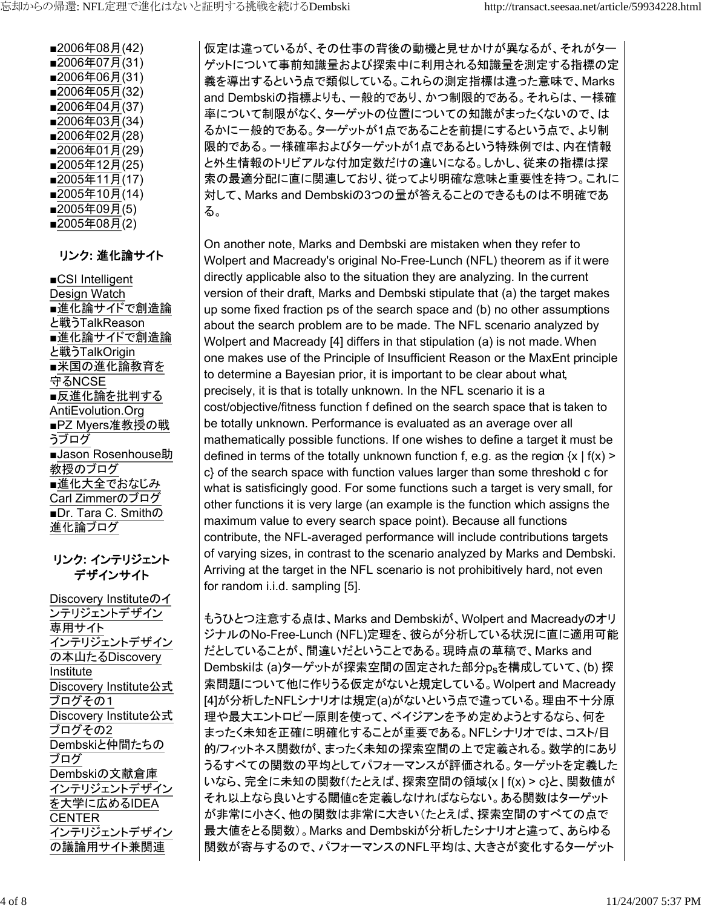- ■2006年08月(42)
- ■2006年07月(31)
- ■2006年06月(31)
- ■2006年05月(32)
- ■2006年04月(37)
- ■2006年03月(34)
- ■2006年02月(28)
- ■2006年01月(29)
- ■2005年12月(25)
- ■2005年11月(17)
- ■2005年10月(14)
- ■2005年09月(5)
- ■2005年08月(2)

### リンク: 進化論サイト

- ■CSI Intelligent Design Watch
- ■進化論サイドで創造論と戦うTalkReason
- ■進化論サイドで創造論と戦うTalkOrigin
- ■米国の進化論教育を守るNCSE
- ■反進化論を批判するAntiEvolution.Org
- ■PZ Myers准教授の戦うブログ
- ■Jason Rosenhouse助教授のブログ
- ■進化大全でおなじみCarl Zimmerのブログ
- ■Dr. Tara C. Smithの進化論ブログ

### リンク: インテリジェントデザインサイト

- Discovery Instituteのインテリジェントデザイン専用サイト
- インテリジェントデザインの本山たるDiscovery Institute
- Discovery Institute公式ブログその1
- Discovery Institute公式ブログその2
- Dembskiと仲間たちのブログ
- Dembskiの文献倉庫
- インテリジェントデザインを大学に広めるIDEA CENTER
- インテリジェントデザインの議論用サイト兼関連

仮定は違っているが、その仕事の背後の動機と見せかけが異なるが、それがターゲットについて事前知識量および探索中に利用される知識量を測定する指標の定義を導出するという点で類似している。これらの測定指標は違った意味で、Marks and Dembskiの指標よりも、一般的であり、かつ制限的である。それらは、一様確率について制限がなく、ターゲットの位置についての知識がまったくないので、はるかに一般的である。ターゲットが1点であることを前提にするという点で、より制限的である。一様確率およびターゲットが1点であるという特殊例では、内在情報と外生情報のトリビアルな付加定数だけの違いになる。しかし、従来の指標は探索の最適分配に直に関連しており、従ってより明確な意味と重要性を持つ。これに対して、Marks and Dembskiの3つの量が答えることのできるものは不明確である。

On another note, Marks and Dembski are mistaken when they refer to Wolpert and Macready's original No-Free-Lunch (NFL) theorem as if it were directly applicable also to the situation they are analyzing. In the current version of their draft, Marks and Dembski stipulate that (a) the target makes up some fixed fraction ps of the search space and (b) no other assumptions about the search problem are to be made. The NFL scenario analyzed by Wolpert and Macready [4] differs in that stipulation (a) is not made. When one makes use of the Principle of Insufficient Reason or the MaxEnt principle to determine a Bayesian prior, it is important to be clear about what, precisely, it is that is totally unknown. In the NFL scenario it is a cost/objective/fitness function f defined on the search space that is taken to be totally unknown. Performance is evaluated as an average over all mathematically possible functions. If one wishes to define a target it must be defined in terms of the totally unknown function f, e.g. as the region {x | f(x) > c} of the search space with function values larger than some threshold c for what is satisficingly good. For some functions such a target is very small, for other functions it is very large (an example is the function which assigns the maximum value to every search space point). Because all functions contribute, the NFL-averaged performance will include contributions targets of varying sizes, in contrast to the scenario analyzed by Marks and Dembski. Arriving at the target in the NFL scenario is not prohibitively hard, not even for random i.i.d. sampling [5].

もうひとつ注意する点は、Marks and Dembskiが、Wolpert and MacreadyのオリジナルのNo-Free-Lunch (NFL)定理を、彼らが分析している状況に直に適用可能だとしていることが、間違いだということである。現時点の草稿で、Marks and Dembskiは (a)ターゲットが探索空間の固定された部分$p_S$を構成していて、(b) 探索問題について他に作りうる仮定がないと規定している。Wolpert and Macready [4]が分析したNFLシナリオは規定(a)がないという点で違っている。理由不十分原理や最大エントロピー原則を使って、ベイジアンを予め定めようとするなら、何をまったく未知を正確に明確化することが重要である。NFLシナリオでは、コスト/目的/フィットネス関数fが、まったく未知の探索空間の上で定義される。数学的にありうるすべての関数の平均としてパフォーマンスが評価される。ターゲットを定義したいなら、完全に未知の関数f(たとえば、探索空間の領域{x | f(x) > c}と、関数値がそれ以上なら良いとする閾値cを定義しなければならない。ある関数はターゲットが非常に小さく、他の関数は非常に大きい（たとえば、探索空間のすべての点で最大値をとる関数）。Marks and Dembskiが分析したシナリオと違って、あらゆる関数が寄与するので、パフォーマンスのNFL平均は、大きさが変化するターゲット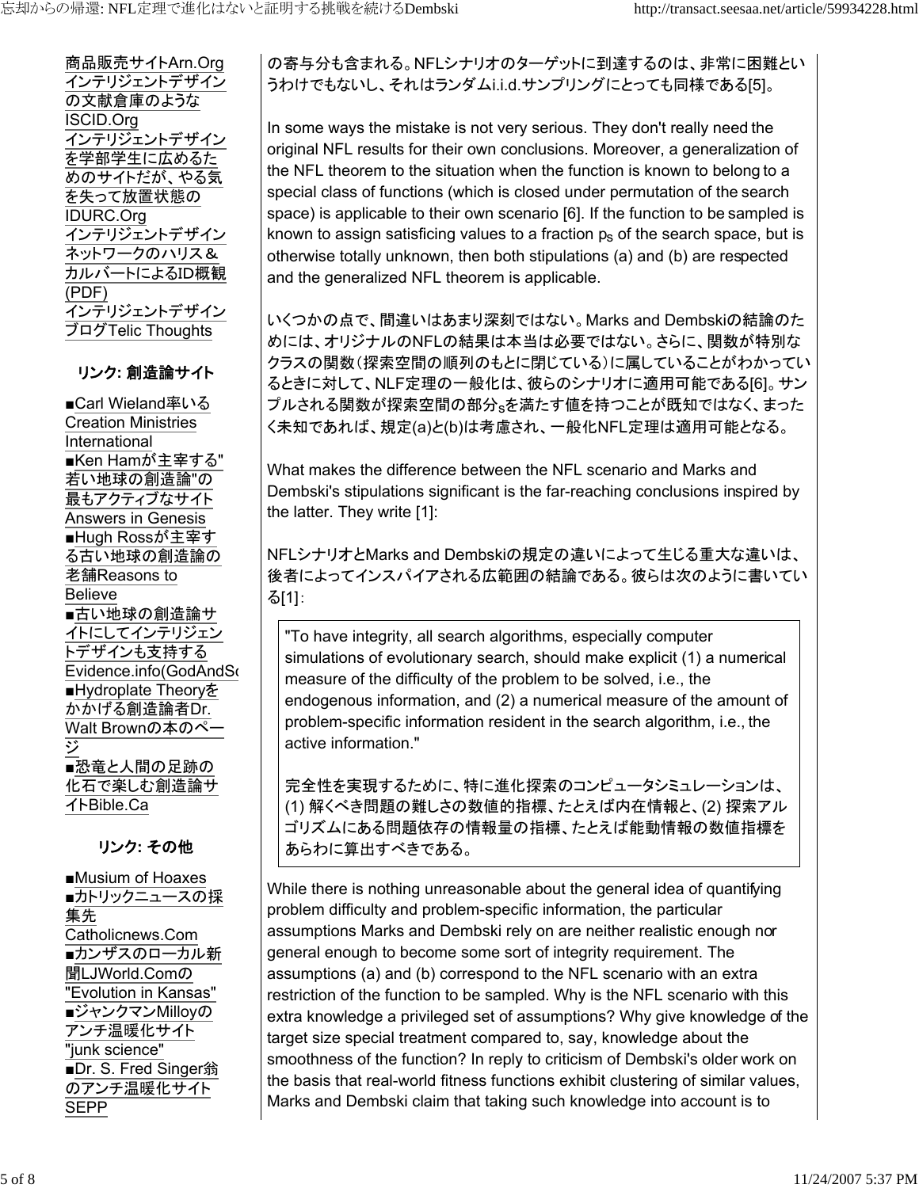商品販売サイトArn.Org
インテリジェントデザインの文献倉庫のようなISCID.Org
インテリジェントデザインを学部学生に広めるためのサイトだが、やる気を失って放置状態のIDURC.Org
インテリジェントデザインネットワークのハリス＆カルバートによるID概観(PDF)
インテリジェントデザインブログTelic Thoughts

### リンク: 創造論サイト

■Carl Wieland率いるCreation Ministries International
■Ken Hamが主宰する"若い地球の創造論"の最もアクティブなサイトAnswers in Genesis
■Hugh Rossが主宰する古い地球の創造論の老舗Reasons to Believe
■古い地球の創造論サイトにしてインテリジェントデザインも支持するEvidence.info(GodAndSc
■Hydroplate Theoryをかかげる創造論者Dr. Walt Brownの本のページ
■恐竜と人間の足跡の化石で楽しむ創造論サイトBible.Ca

### リンク: その他

■Musium of Hoaxes
■カトリックニュースの採集先Catholicnews.Com
■カンザスのローカル新聞LJWorld.Comの"Evolution in Kansas"
■ジャンクマンMilloyのアンチ温暖化サイト"junk science"
■Dr. S. Fred Singer翁のアンチ温暖化サイトSEPP

の寄与分も含まれる。NFLシナリオのターゲットに到達するのは、非常に困難というわけでもないし、それはランダムi.i.d.サンプリングにとっても同様である[5]。

In some ways the mistake is not very serious. They don't really need the original NFL results for their own conclusions. Moreover, a generalization of the NFL theorem to the situation when the function is known to belong to a special class of functions (which is closed under permutation of the search space) is applicable to their own scenario [6]. If the function to be sampled is known to assign satisficing values to a fraction $p_s$ of the search space, but is otherwise totally unknown, then both stipulations (a) and (b) are respected and the generalized NFL theorem is applicable.

いくつかの点で、間違いはあまり深刻ではない。Marks and Dembskiの結論のためには、オリジナルのNFLの結果は本当は必要ではない。さらに、関数が特別なクラスの関数（探索空間の順列のもとに閉じている）に属していることがわかっているときに対して、NLF定理の一般化は、彼らのシナリオに適用可能である[6]。サンプルされる関数が探索空間の部分$_s$を満たす値を持つことが既知ではなく、まったく未知であれば、規定(a)と(b)は考慮され、一般化NFL定理は適用可能となる。

What makes the difference between the NFL scenario and Marks and Dembski's stipulations significant is the far-reaching conclusions inspired by the latter. They write [1]:

NFLシナリオとMarks and Dembskiの規定の違いによって生じる重大な違いは、後者によってインスパイアされる広範囲の結論である。彼らは次のように書いている[1]:

> "To have integrity, all search algorithms, especially computer simulations of evolutionary search, should make explicit (1) a numerical measure of the difficulty of the problem to be solved, i.e., the endogenous information, and (2) a numerical measure of the amount of problem-specific information resident in the search algorithm, i.e., the active information."
>
> 完全性を実現するために、特に進化探索のコンピュータシミュレーションは、(1) 解くべき問題の難しさの数値的指標、たとえば内在情報と、(2) 探索アルゴリズムにある問題依存の情報量の指標、たとえば能動情報の数値指標をあらわに算出すべきである。

While there is nothing unreasonable about the general idea of quantifying problem difficulty and problem-specific information, the particular assumptions Marks and Dembski rely on are neither realistic enough nor general enough to become some sort of integrity requirement. The assumptions (a) and (b) correspond to the NFL scenario with an extra restriction of the function to be sampled. Why is the NFL scenario with this extra knowledge a privileged set of assumptions? Why give knowledge of the target size special treatment compared to, say, knowledge about the smoothness of the function? In reply to criticism of Dembski's older work on the basis that real-world fitness functions exhibit clustering of similar values, Marks and Dembski claim that taking such knowledge into account is to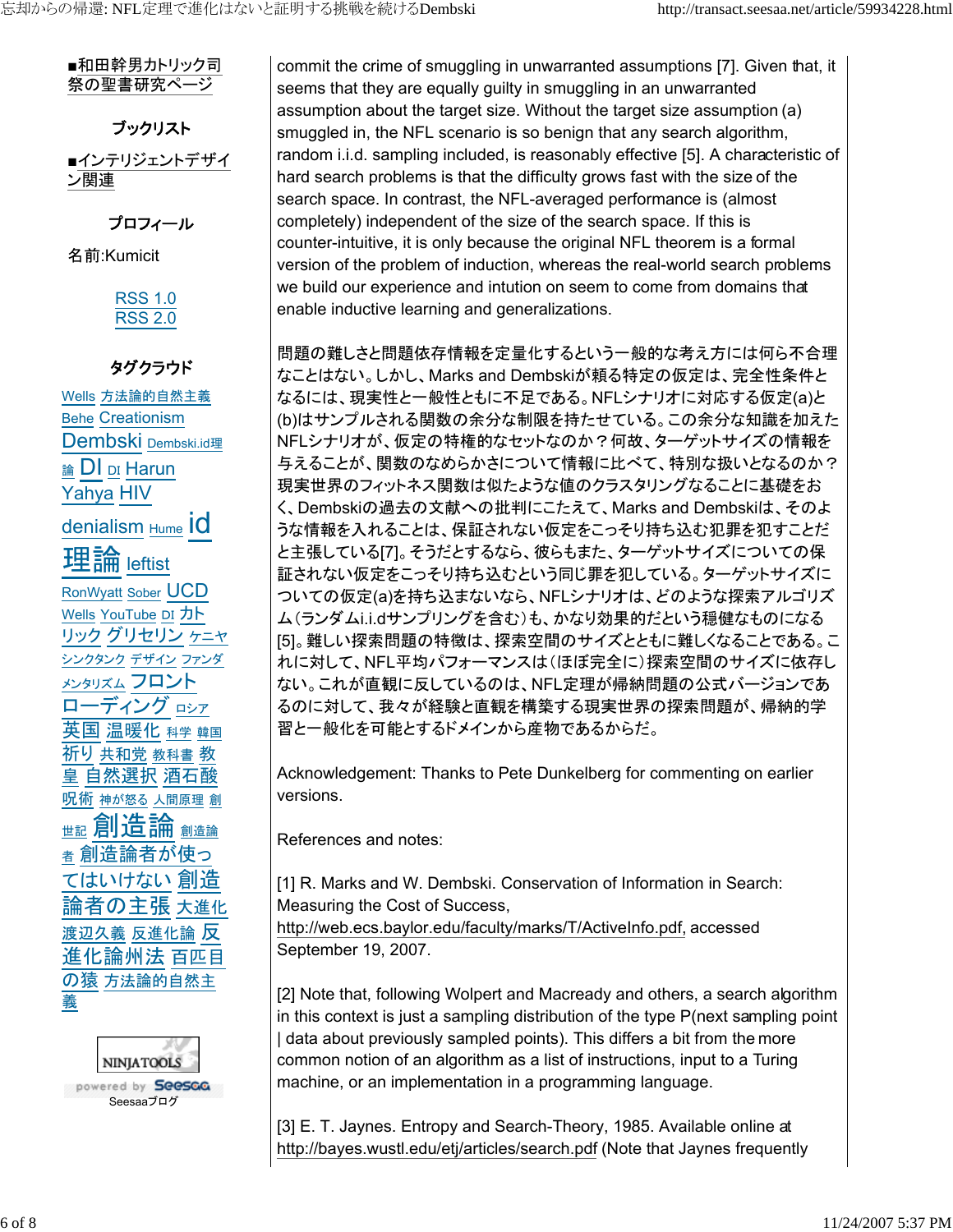■和田幹男カトリック司祭の聖書研究ページ

ブックリスト

■インテリジェントデザイン関連

プロフィール

名前:Kumicit

RSS 1.0
RSS 2.0

タグクラウド

Wells 方法論的自然主義 Behe Creationism Dembski Dembski.id理論 DI DI Harun Yahya HIV denialism Hume id 理論 leftist RonWyatt Sober UCD Wells YouTube DI カトリック グリセリン ケニヤ シンクタンク デザイン ファンダメンタリズム フロントローディング ロシア 英国 温暖化 科学 韓国 祈り 共和党 教科書 教皇 自然選択 酒石酸 呪術 神が怒る 人間原理 創世記 創造論 創造論者 創造論者が使ってはいけない 創造論者の主張 大進化 渡辺久義 反進化論 反進化論州法 百匹目の猿 方法論的自然主義

NINJATOOLS

powered by Seesaa

Seesaaブログ

commit the crime of smuggling in unwarranted assumptions [7]. Given that, it seems that they are equally guilty in smuggling in an unwarranted assumption about the target size. Without the target size assumption (a) smuggled in, the NFL scenario is so benign that any search algorithm, random i.i.d. sampling included, is reasonably effective [5]. A characteristic of hard search problems is that the difficulty grows fast with the size of the search space. In contrast, the NFL-averaged performance is (almost completely) independent of the size of the search space. If this is counter-intuitive, it is only because the original NFL theorem is a formal version of the problem of induction, whereas the real-world search problems we build our experience and intution on seem to come from domains that enable inductive learning and generalizations.

問題の難しさと問題依存情報を定量化するという一般的な考え方には何ら不合理なことはない。しかし、Marks and Dembskiが頼る特定の仮定は、完全性条件となるには、現実性と一般性ともに不足である。NFLシナリオに対応する仮定(a)と(b)はサンプルされる関数の余分な制限を持たせている。この余分な知識を加えたNFLシナリオが、仮定の特権的なセットなのか？何故、ターゲットサイズの情報を与えることが、関数のなめらかさについて情報に比べて、特別な扱いとなるのか？現実世界のフィットネス関数は似たような値のクラスタリングなることに基礎をおく、Dembskiの過去の文献への批判にこたえて、Marks and Dembskiは、そのような情報を入れることは、保証されない仮定をこっそり持ち込む犯罪を犯すことだと主張している[7]。そうだとするなら、彼らもまた、ターゲットサイズについての保証されない仮定をこっそり持ち込むという同じ罪を犯している。ターゲットサイズについての仮定(a)を持ち込まないなら、NFLシナリオは、どのような探索アルゴリズム(ランダムi.i.dサンプリングを含む)も、かなり効果的だという穏健なものになる[5]。難しい探索問題の特徴は、探索空間のサイズとともに難しくなることである。これに対して、NFL平均パフォーマンスは(ほぼ完全に)探索空間のサイズに依存しない。これが直観に反しているのは、NFL定理が帰納問題の公式バージョンであるのに対して、我々が経験と直観を構築する現実世界の探索問題が、帰納的学習と一般化を可能とするドメインから産物であるからだ。

Acknowledgement: Thanks to Pete Dunkelberg for commenting on earlier versions.

References and notes:

[1] R. Marks and W. Dembski. Conservation of Information in Search: Measuring the Cost of Success, http://web.ecs.baylor.edu/faculty/marks/T/ActiveInfo.pdf, accessed September 19, 2007.

[2] Note that, following Wolpert and Macready and others, a search algorithm in this context is just a sampling distribution of the type P(next sampling point | data about previously sampled points). This differs a bit from the more common notion of an algorithm as a list of instructions, input to a Turing machine, or an implementation in a programming language.

[3] E. T. Jaynes. Entropy and Search-Theory, 1985. Available online at http://bayes.wustl.edu/etj/articles/search.pdf (Note that Jaynes frequently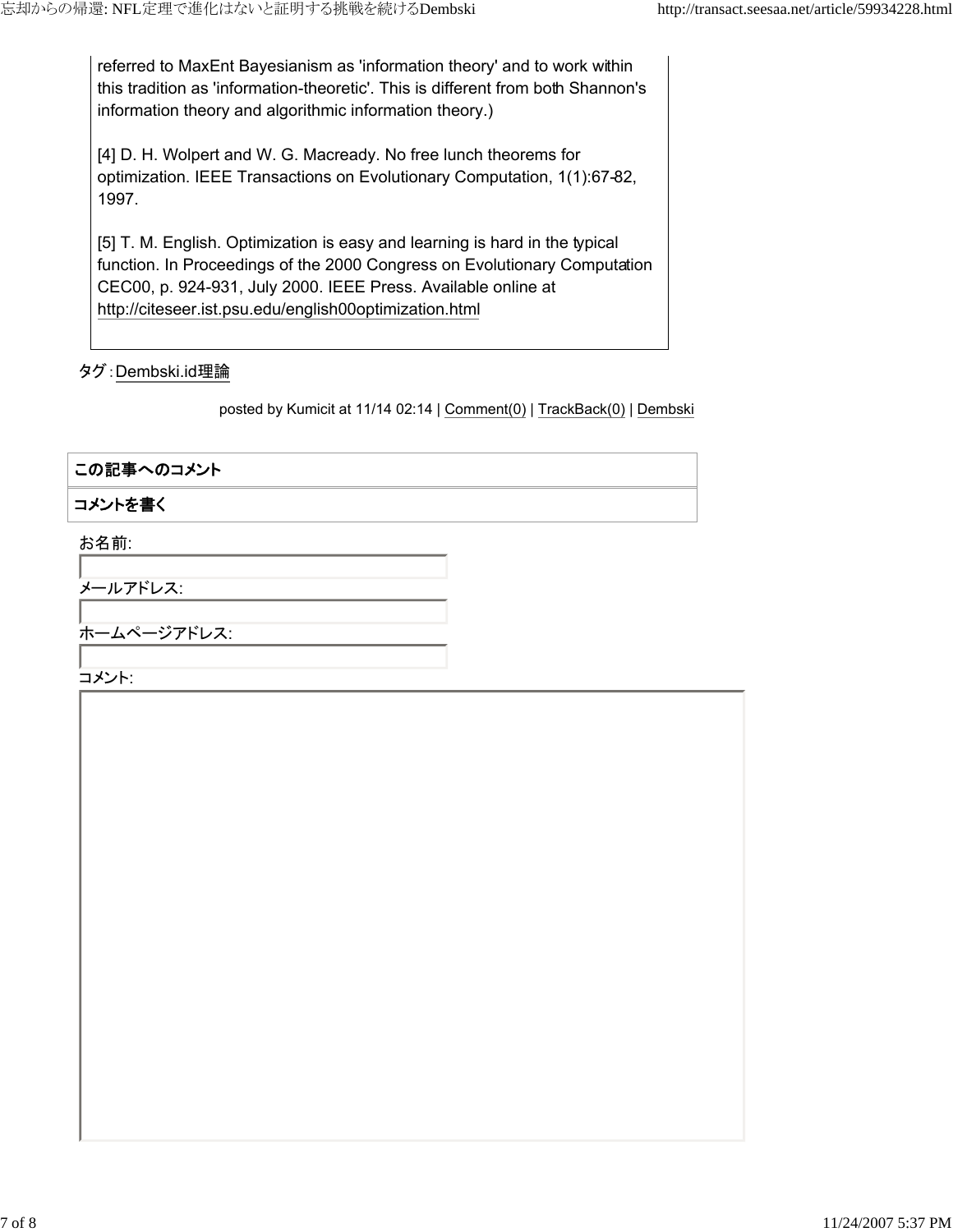referred to MaxEnt Bayesianism as 'information theory' and to work within this tradition as 'information-theoretic'. This is different from both Shannon's information theory and algorithmic information theory.)

[4] D. H. Wolpert and W. G. Macready. No free lunch theorems for optimization. IEEE Transactions on Evolutionary Computation, 1(1):67-82, 1997.

[5] T. M. English. Optimization is easy and learning is hard in the typical function. In Proceedings of the 2000 Congress on Evolutionary Computation CEC00, p. 924-931, July 2000. IEEE Press. Available online at http://citeseer.ist.psu.edu/english00optimization.html

タグ：Dembski.id理論

posted by Kumicit at 11/14 02:14 | Comment(0) | TrackBack(0) | Dembski

**この記事へのコメント**

**コメントを書く**

お名前:

メールアドレス:

ホームページアドレス:

コメント: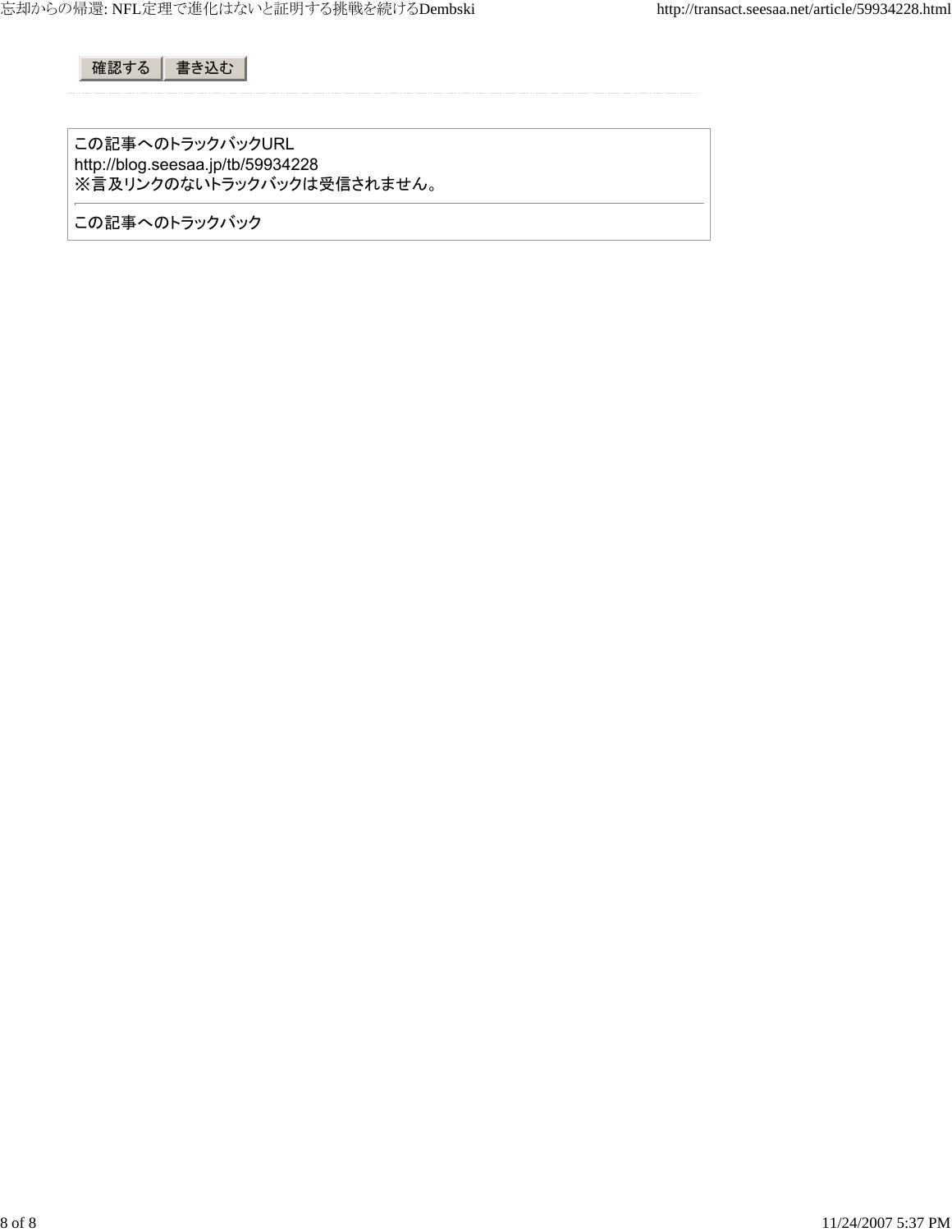確認する　書き込む

---

この記事へのトラックバックURL
http://blog.seesaa.jp/tb/59934228
※言及リンクのないトラックバックは受信されません。

---

この記事へのトラックバック